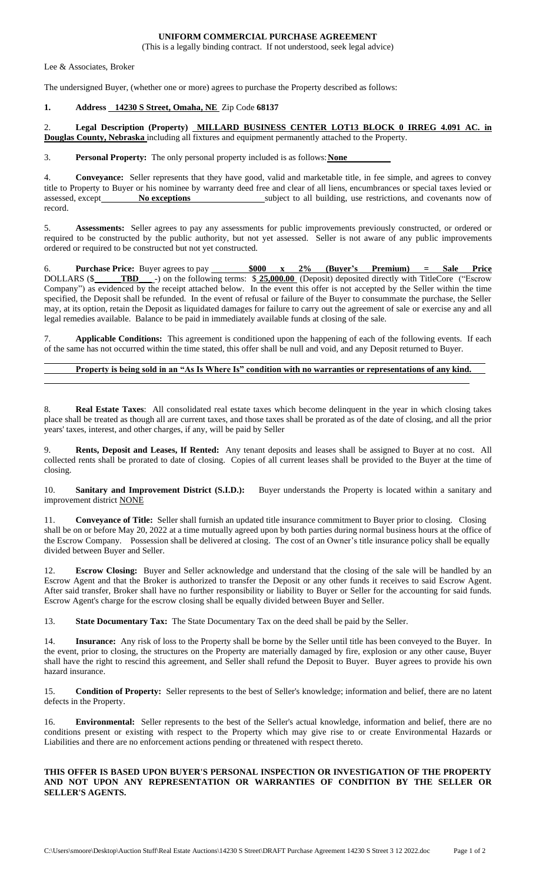# UNIFORM COMMERCIAL PURCHASE AGREEMENT

(This is a legally binding contract. If not understood, seek legal advice)

Lee & Associates, Broker

The undersigned Buyer, (whether one or more) agrees to purchase the Property described as follows:

**1. Address 14230 S Street, Omaha, NE** Zip Code **68137**

2. **Legal Description (Property) MILLARD BUSINESS CENTER LOT13 BLOCK 0 IRREG 4.091 AC. in Douglas County, Nebraska** including all fixtures and equipment permanently attached to the Property.

3. **Personal Property:** The only personal property included is as follows: **None**

4. **Conveyance:** Seller represents that they have good, valid and marketable title, in fee simple, and agrees to convey title to Property to Buyer or his nominee by warranty deed free and clear of all liens, encumbrances or special taxes levied or assessed, except **No exceptions** subject to all building, use restrictions, and covenants now of record.

5. **Assessments:** Seller agrees to pay any assessments for public improvements previously constructed, or ordered or required to be constructed by the public authority, but not yet assessed. Seller is not aware of any public improvements ordered or required to be constructed but not yet constructed.

6. **Purchase Price:** Buyer agrees to pay **$000 x 2% (Buyer's Premium) = Sale Price** DOLLARS ($ **TBD** -) on the following terms: $ **25,000.00** (Deposit) deposited directly with TitleCore ("Escrow Company") as evidenced by the receipt attached below. In the event this offer is not accepted by the Seller within the time specified, the Deposit shall be refunded. In the event of refusal or failure of the Buyer to consummate the purchase, the Seller may, at its option, retain the Deposit as liquidated damages for failure to carry out the agreement of sale or exercise any and all legal remedies available. Balance to be paid in immediately available funds at closing of the sale.

7. **Applicable Conditions:** This agreement is conditioned upon the happening of each of the following events. If each of the same has not occurred within the time stated, this offer shall be null and void, and any Deposit returned to Buyer.

**Property is being sold in an "As Is Where Is" condition with no warranties or representations of any kind.**

8. **Real Estate Taxes**: All consolidated real estate taxes which become delinquent in the year in which closing takes place shall be treated as though all are current taxes, and those taxes shall be prorated as of the date of closing, and all the prior years' taxes, interest, and other charges, if any, will be paid by Seller

9. **Rents, Deposit and Leases, If Rented:** Any tenant deposits and leases shall be assigned to Buyer at no cost. All collected rents shall be prorated to date of closing. Copies of all current leases shall be provided to the Buyer at the time of closing.

10. **Sanitary and Improvement District (S.I.D.):** Buyer understands the Property is located within a sanitary and improvement district NONE

11. **Conveyance of Title:** Seller shall furnish an updated title insurance commitment to Buyer prior to closing. Closing shall be on or before May 20, 2022 at a time mutually agreed upon by both parties during normal business hours at the office of the Escrow Company. Possession shall be delivered at closing. The cost of an Owner's title insurance policy shall be equally divided between Buyer and Seller.

12. **Escrow Closing:** Buyer and Seller acknowledge and understand that the closing of the sale will be handled by an Escrow Agent and that the Broker is authorized to transfer the Deposit or any other funds it receives to said Escrow Agent. After said transfer, Broker shall have no further responsibility or liability to Buyer or Seller for the accounting for said funds. Escrow Agent's charge for the escrow closing shall be equally divided between Buyer and Seller.

13. **State Documentary Tax:** The State Documentary Tax on the deed shall be paid by the Seller.

14. **Insurance:** Any risk of loss to the Property shall be borne by the Seller until title has been conveyed to the Buyer. In the event, prior to closing, the structures on the Property are materially damaged by fire, explosion or any other cause, Buyer shall have the right to rescind this agreement, and Seller shall refund the Deposit to Buyer. Buyer agrees to provide his own hazard insurance.

15. **Condition of Property:** Seller represents to the best of Seller's knowledge; information and belief, there are no latent defects in the Property.

16. **Environmental:** Seller represents to the best of the Seller's actual knowledge, information and belief, there are no conditions present or existing with respect to the Property which may give rise to or create Environmental Hazards or Liabilities and there are no enforcement actions pending or threatened with respect thereto.

**THIS OFFER IS BASED UPON BUYER'S PERSONAL INSPECTION OR INVESTIGATION OF THE PROPERTY AND NOT UPON ANY REPRESENTATION OR WARRANTIES OF CONDITION BY THE SELLER OR SELLER'S AGENTS.**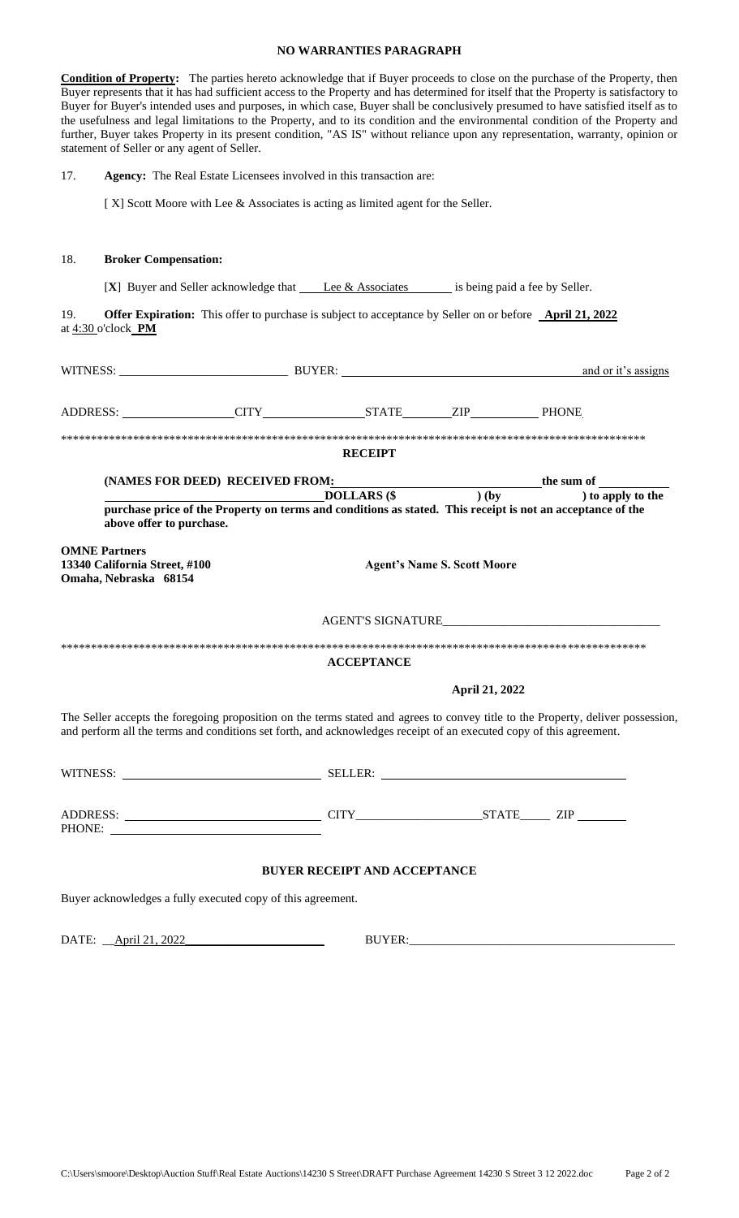## NO WARRANTIES PARAGRAPH

**Condition of Property:** The parties hereto acknowledge that if Buyer proceeds to close on the purchase of the Property, then Buyer represents that it has had sufficient access to the Property and has determined for itself that the Property is satisfactory to Buyer for Buyer's intended uses and purposes, in which case, Buyer shall be conclusively presumed to have satisfied itself as to the usefulness and legal limitations to the Property, and to its condition and the environmental condition of the Property and further, Buyer takes Property in its present condition, "AS IS" without reliance upon any representation, warranty, opinion or statement of Seller or any agent of Seller.

17. **Agency:** The Real Estate Licensees involved in this transaction are:

[ X] Scott Moore with Lee & Associates is acting as limited agent for the Seller.

18. **Broker Compensation:**

[**X**] Buyer and Seller acknowledge that Lee & Associates is being paid a fee by Seller.

19. **Offer Expiration:** This offer to purchase is subject to acceptance by Seller on or before **April 21, 2022** at 4:30 o'clock **PM**

WITNESS: ______________________ BUYER: ______________________________ and or it's assigns

ADDRESS: ______________ CITY ______________ STATE ________ ZIP __________ PHONE

*****************************************************************************************************

**RECEIPT**

**(NAMES FOR DEED) RECEIVED FROM:** ______________________ **the sum of** __________ ______________________ **DOLLARS ($ ) (by ) to apply to the purchase price of the Property on terms and conditions as stated. This receipt is not an acceptance of the above offer to purchase.**

**OMNE Partners**
**13340 California Street, #100**
**Omaha, Nebraska 68154**

**Agent's Name S. Scott Moore**

AGENT'S SIGNATURE ______________________________

*****************************************************************************************************

**ACCEPTANCE**

**April 21, 2022**

The Seller accepts the foregoing proposition on the terms stated and agrees to convey title to the Property, deliver possession, and perform all the terms and conditions set forth, and acknowledges receipt of an executed copy of this agreement.

WITNESS: ______________________ SELLER: ______________________________

ADDRESS: ______________________ CITY ______________ STATE _____ ZIP _______
PHONE: ______________________

**BUYER RECEIPT AND ACCEPTANCE**

Buyer acknowledges a fully executed copy of this agreement.

DATE: April 21, 2022 BUYER: ______________________________